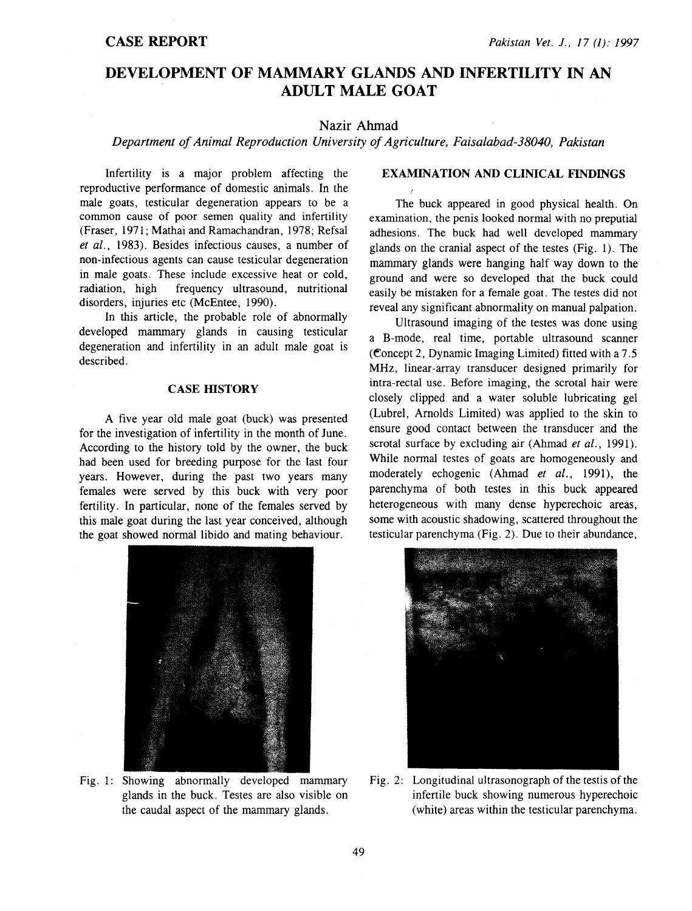# DEVELOPMENT OF MAMMARY GLANDS AND INFERTILITY IN AN ADULT MALE GOAT

**CASE REPORT**

Nazir Ahmad

*Department of Animal Reproduction University of Agriculture, Faisalabad-38040, Pakistan*

Infertility is a major problem affecting the reproductive performance of domestic animals. In the male goats, testicular degeneration appears to be a common cause of poor semen quality and infertility (Fraser, 1971; Mathai and Ramachandran, 1978; Refsal *et al.*, 1983). Besides infectious causes, a number of non-infectious agents can cause testicular degeneration in male goats. These include excessive heat or cold, radiation, high frequency ultrasound, nutritional disorders, injuries etc (McEntee, 1990).

In this article, the probable role of abnormally developed mammary glands in causing testicular degeneration and infertility in an adult male goat is described.

## CASE HISTORY

A five year old male goat (buck) was presented for the investigation of infertility in the month of June. According to the history told by the owner, the buck had been used for breeding purpose for the last four years. However, during the past two years many females were served by this buck with very poor fertility. In particular, none of the females served by this male goat during the last year conceived, although the goat showed normal libido and mating behaviour.

Fig. 1: Showing abnormally developed mammary glands in the buck. Testes are also visible on the caudal aspect of the mammary glands.

## EXAMINATION AND CLINICAL FINDINGS

The buck appeared in good physical health. On examination, the penis looked normal with no preputial adhesions. The buck had well developed mammary glands on the cranial aspect of the testes (Fig. 1). The mammary glands were hanging half way down to the ground and were so developed that the buck could easily be mistaken for a female goat. The testes did not reveal any significant abnormality on manual palpation.

Ultrasound imaging of the testes was done using a B-mode, real time, portable ultrasound scanner (Concept 2, Dynamic Imaging Limited) fitted with a 7.5 MHz, linear-array transducer designed primarily for intra-rectal use. Before imaging, the scrotal hair were closely clipped and a water soluble lubricating gel (Lubrel, Arnolds Limited) was applied to the skin to ensure good contact between the transducer and the scrotal surface by excluding air (Ahmad *et al.*, 1991). While normal testes of goats are homogeneously and moderately echogenic (Ahmad *et al.*, 1991), the parenchyma of both testes in this buck appeared heterogeneous with many dense hyperechoic areas, some with acoustic shadowing, scattered throughout the testicular parenchyma (Fig. 2). Due to their abundance,

Fig. 2: Longitudinal ultrasonograph of the testis of the infertile buck showing numerous hyperechoic (white) areas within the testicular parenchyma.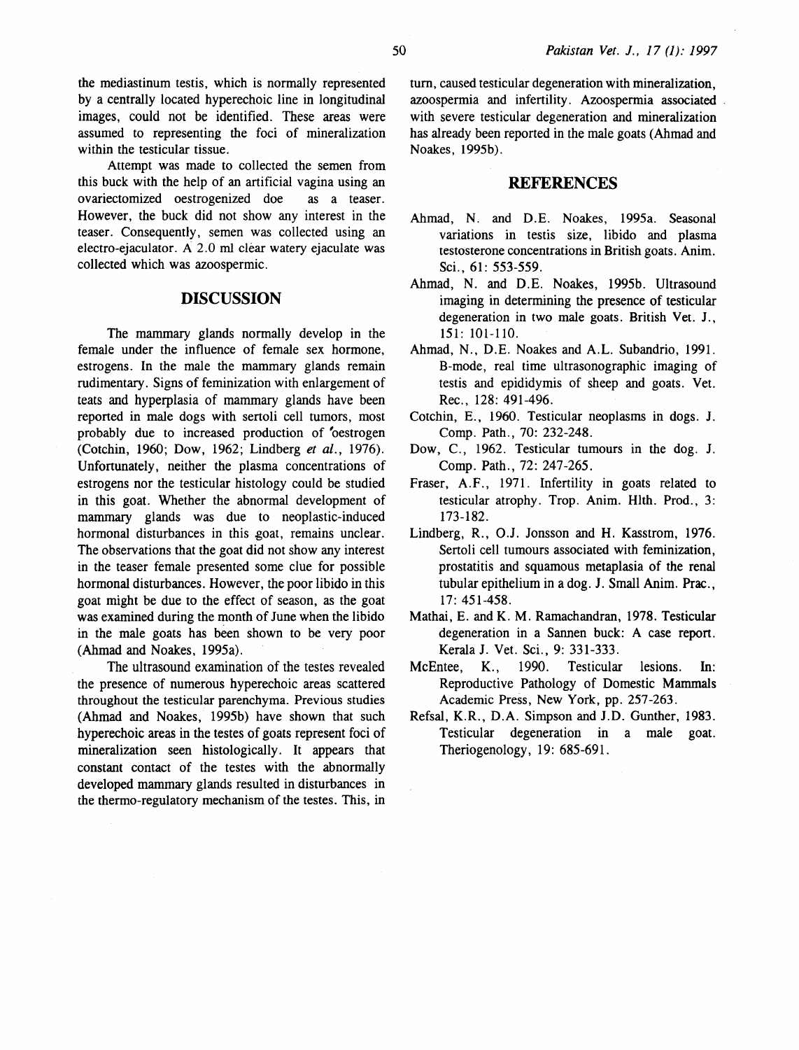the mediastinum testis, which is normally represented by a centrally located hyperechoic line in longitudinal images, could not be identified. These areas were assumed to representing the foci of mineralization within the testicular tissue.

Attempt was made to collected the semen from this buck with the help of an artificial vagina using an ovariectomized oestrogenized doe as a teaser. However, the buck did not show any interest in the teaser. Consequently, semen was collected using an electro-ejaculator. A 2.0 ml clear watery ejaculate was collected which was azoospermic.

## DISCUSSION

The mammary glands normally develop in the female under the influence of female sex hormone, estrogens. In the male the mammary glands remain rudimentary. Signs of feminization with enlargement of teats and hyperplasia of mammary glands have been reported in male dogs with sertoli cell tumors, most probably due to increased production of 'oestrogen (Cotchin, 1960; Dow, 1962; Lindberg *et al.*, 1976). Unfortunately, neither the plasma concentrations of estrogens nor the testicular histology could be studied in this goat. Whether the abnormal development of mammary glands was due to neoplastic-induced hormonal disturbances in this goat, remains unclear. The observations that the goat did not show any interest in the teaser female presented some clue for possible hormonal disturbances. However, the poor libido in this goat might be due to the effect of season, as the goat was examined during the month of June when the libido in the male goats has been shown to be very poor (Ahmad and Noakes, 1995a).

The ultrasound examination of the testes revealed the presence of numerous hyperechoic areas scattered throughout the testicular parenchyma. Previous studies (Ahmad and Noakes, 1995b) have shown that such hyperechoic areas in the testes of goats represent foci of mineralization seen histologically. It appears that constant contact of the testes with the abnormally developed mammary glands resulted in disturbances in the thermo-regulatory mechanism of the testes. This, in turn, caused testicular degeneration with mineralization, azoospermia and infertility. Azoospermia associated with severe testicular degeneration and mineralization has already been reported in the male goats (Ahmad and Noakes, 1995b).

## REFERENCES

Ahmad, N. and D.E. Noakes, 1995a. Seasonal variations in testis size, libido and plasma testosterone concentrations in British goats. Anim. Sci., 61: 553-559.

Ahmad, N. and D.E. Noakes, 1995b. Ultrasound imaging in determining the presence of testicular degeneration in two male goats. British Vet. J., 151: 101-110.

Ahmad, N., D.E. Noakes and A.L. Subandrio, 1991. B-mode, real time ultrasonographic imaging of testis and epididymis of sheep and goats. Vet. Rec., 128: 491-496.

Cotchin, E., 1960. Testicular neoplasms in dogs. J. Comp. Path., 70: 232-248.

Dow, C., 1962. Testicular tumours in the dog. J. Comp. Path., 72: 247-265.

Fraser, A.F., 1971. Infertility in goats related to testicular atrophy. Trop. Anim. Hlth. Prod., 3: 173-182.

Lindberg, R., O.J. Jonsson and H. Kasstrom, 1976. Sertoli cell tumours associated with feminization, prostatitis and squamous metaplasia of the renal tubular epithelium in a dog. J. Small Anim. Prac., 17: 451-458.

Mathai, E. and K. M. Ramachandran, 1978. Testicular degeneration in a Sannen buck: A case report. Kerala J. Vet. Sci., 9: 331-333.

McEntee, K., 1990. Testicular lesions. In: Reproductive Pathology of Domestic Mammals Academic Press, New York, pp. 257-263.

Refsal, K.R., D.A. Simpson and J.D. Gunther, 1983. Testicular degeneration in a male goat. Theriogenology, 19: 685-691.